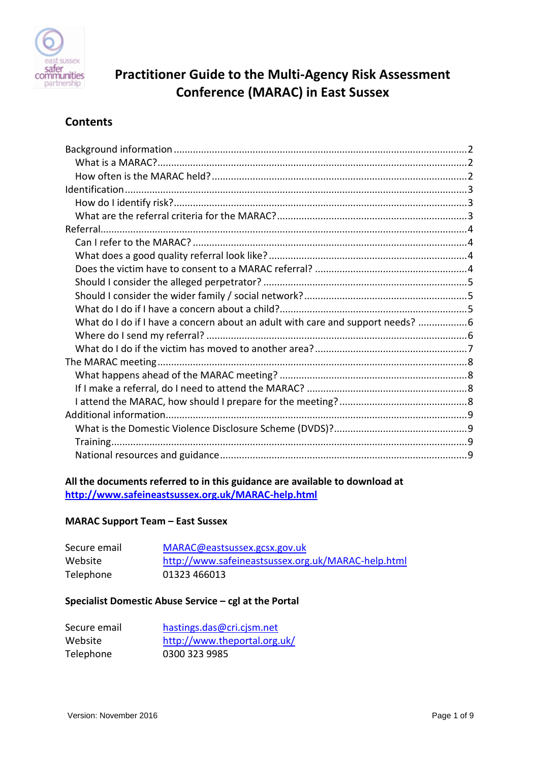# Practitioner Guide to the Multi-Agency Risk Assessment Conference (MARAC) in East Sussex

## Contents

- Background information ..... 2
  - What is a MARAC? ..... 2
  - How often is the MARAC held? ..... 2
- Identification ..... 3
  - How do I identify risk? ..... 3
  - What are the referral criteria for the MARAC? ..... 3
- Referral ..... 4
  - Can I refer to the MARAC? ..... 4
  - What does a good quality referral look like? ..... 4
  - Does the victim have to consent to a MARAC referral? ..... 4
  - Should I consider the alleged perpetrator? ..... 5
  - Should I consider the wider family / social network? ..... 5
  - What do I do if I have a concern about a child? ..... 5
  - What do I do if I have a concern about an adult with care and support needs? ..... 6
  - Where do I send my referral? ..... 6
  - What do I do if the victim has moved to another area? ..... 7
- The MARAC meeting ..... 8
  - What happens ahead of the MARAC meeting? ..... 8
  - If I make a referral, do I need to attend the MARAC? ..... 8
  - I attend the MARAC, how should I prepare for the meeting? ..... 8
- Additional information ..... 9
  - What is the Domestic Violence Disclosure Scheme (DVDS)? ..... 9
  - Training ..... 9
  - National resources and guidance ..... 9

**All the documents referred to in this guidance are available to download at [http://www.safeineastsussex.org.uk/MARAC-help.html](http://www.safeineastsussex.org.uk/MARAC-help.html)**

**MARAC Support Team – East Sussex**

| | |
|---|---|
| Secure email | MARAC@eastsussex.gcsx.gov.uk |
| Website | http://www.safeineastsussex.org.uk/MARAC-help.html |
| Telephone | 01323 466013 |

**Specialist Domestic Abuse Service – cgl at the Portal**

| | |
|---|---|
| Secure email | hastings.das@cri.cjsm.net |
| Website | http://www.theportal.org.uk/ |
| Telephone | 0300 323 9985 |

Version: November 2016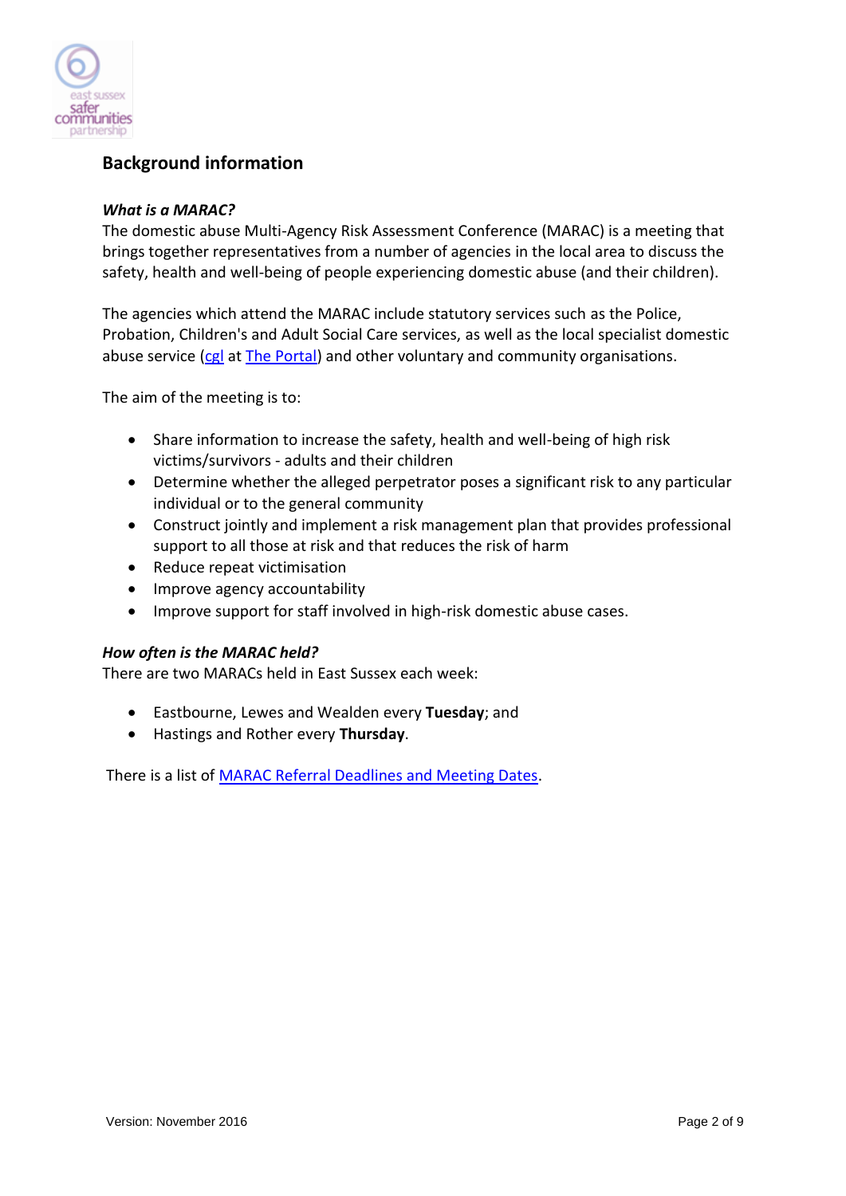## Background information

***What is a MARAC?***

The domestic abuse Multi-Agency Risk Assessment Conference (MARAC) is a meeting that brings together representatives from a number of agencies in the local area to discuss the safety, health and well-being of people experiencing domestic abuse (and their children).

The agencies which attend the MARAC include statutory services such as the Police, Probation, Children's and Adult Social Care services, as well as the local specialist domestic abuse service (cgl at The Portal) and other voluntary and community organisations.

The aim of the meeting is to:

- Share information to increase the safety, health and well-being of high risk victims/survivors - adults and their children
- Determine whether the alleged perpetrator poses a significant risk to any particular individual or to the general community
- Construct jointly and implement a risk management plan that provides professional support to all those at risk and that reduces the risk of harm
- Reduce repeat victimisation
- Improve agency accountability
- Improve support for staff involved in high-risk domestic abuse cases.

***How often is the MARAC held?***

There are two MARACs held in East Sussex each week:

- Eastbourne, Lewes and Wealden every **Tuesday**; and
- Hastings and Rother every **Thursday**.

There is a list of MARAC Referral Deadlines and Meeting Dates.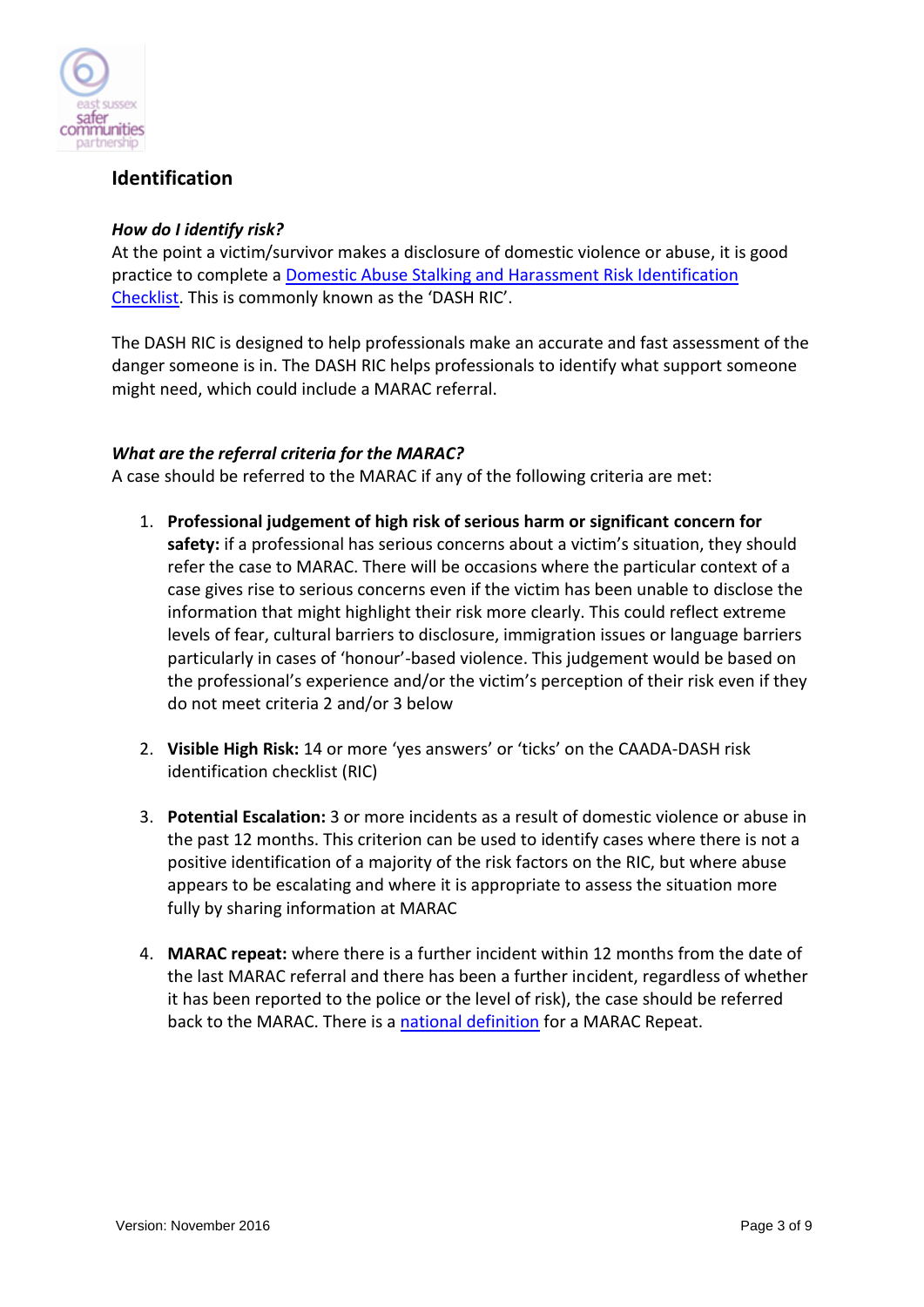## Identification

***How do I identify risk?***

At the point a victim/survivor makes a disclosure of domestic violence or abuse, it is good practice to complete a Domestic Abuse Stalking and Harassment Risk Identification Checklist. This is commonly known as the 'DASH RIC'.

The DASH RIC is designed to help professionals make an accurate and fast assessment of the danger someone is in. The DASH RIC helps professionals to identify what support someone might need, which could include a MARAC referral.

***What are the referral criteria for the MARAC?***

A case should be referred to the MARAC if any of the following criteria are met:

1. **Professional judgement of high risk of serious harm or significant concern for safety:** if a professional has serious concerns about a victim's situation, they should refer the case to MARAC. There will be occasions where the particular context of a case gives rise to serious concerns even if the victim has been unable to disclose the information that might highlight their risk more clearly. This could reflect extreme levels of fear, cultural barriers to disclosure, immigration issues or language barriers particularly in cases of 'honour'-based violence. This judgement would be based on the professional's experience and/or the victim's perception of their risk even if they do not meet criteria 2 and/or 3 below

2. **Visible High Risk:** 14 or more 'yes answers' or 'ticks' on the CAADA-DASH risk identification checklist (RIC)

3. **Potential Escalation:** 3 or more incidents as a result of domestic violence or abuse in the past 12 months. This criterion can be used to identify cases where there is not a positive identification of a majority of the risk factors on the RIC, but where abuse appears to be escalating and where it is appropriate to assess the situation more fully by sharing information at MARAC

4. **MARAC repeat:** where there is a further incident within 12 months from the date of the last MARAC referral and there has been a further incident, regardless of whether it has been reported to the police or the level of risk), the case should be referred back to the MARAC. There is a national definition for a MARAC Repeat.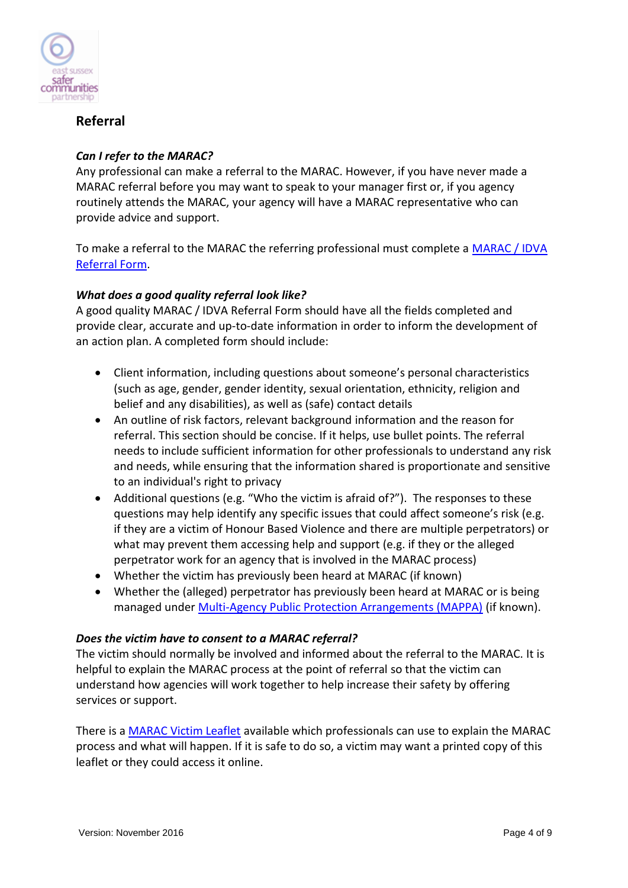## Referral

### *Can I refer to the MARAC?*

Any professional can make a referral to the MARAC. However, if you have never made a MARAC referral before you may want to speak to your manager first or, if you agency routinely attends the MARAC, your agency will have a MARAC representative who can provide advice and support.

To make a referral to the MARAC the referring professional must complete a [MARAC / IDVA Referral Form]().

### *What does a good quality referral look like?*

A good quality MARAC / IDVA Referral Form should have all the fields completed and provide clear, accurate and up-to-date information in order to inform the development of an action plan. A completed form should include:

- Client information, including questions about someone's personal characteristics (such as age, gender, gender identity, sexual orientation, ethnicity, religion and belief and any disabilities), as well as (safe) contact details
- An outline of risk factors, relevant background information and the reason for referral. This section should be concise. If it helps, use bullet points. The referral needs to include sufficient information for other professionals to understand any risk and needs, while ensuring that the information shared is proportionate and sensitive to an individual's right to privacy
- Additional questions (e.g. "Who the victim is afraid of?"). The responses to these questions may help identify any specific issues that could affect someone's risk (e.g. if they are a victim of Honour Based Violence and there are multiple perpetrators) or what may prevent them accessing help and support (e.g. if they or the alleged perpetrator work for an agency that is involved in the MARAC process)
- Whether the victim has previously been heard at MARAC (if known)
- Whether the (alleged) perpetrator has previously been heard at MARAC or is being managed under [Multi-Agency Public Protection Arrangements (MAPPA)]() (if known).

### *Does the victim have to consent to a MARAC referral?*

The victim should normally be involved and informed about the referral to the MARAC. It is helpful to explain the MARAC process at the point of referral so that the victim can understand how agencies will work together to help increase their safety by offering services or support.

There is a [MARAC Victim Leaflet]() available which professionals can use to explain the MARAC process and what will happen. If it is safe to do so, a victim may want a printed copy of this leaflet or they could access it online.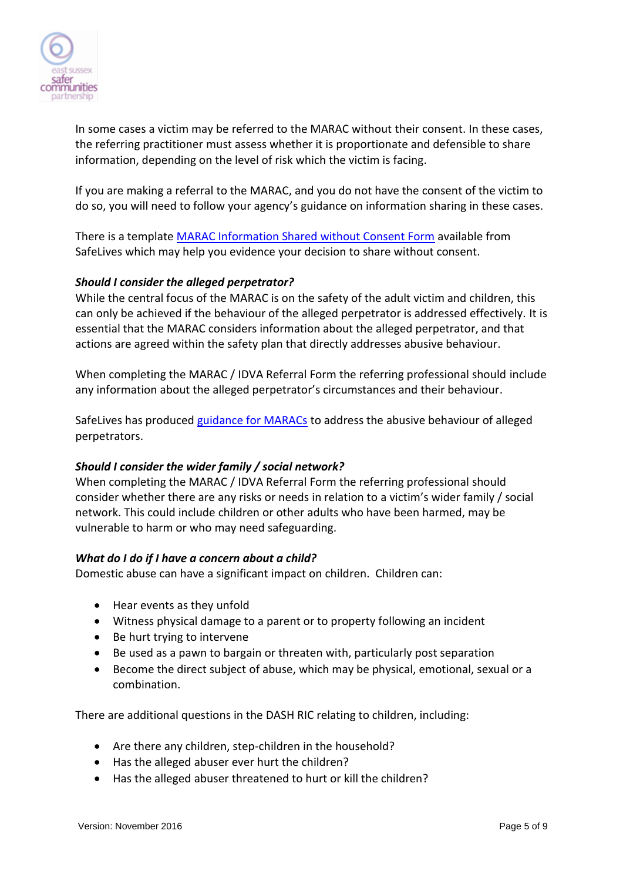In some cases a victim may be referred to the MARAC without their consent. In these cases, the referring practitioner must assess whether it is proportionate and defensible to share information, depending on the level of risk which the victim is facing.

If you are making a referral to the MARAC, and you do not have the consent of the victim to do so, you will need to follow your agency's guidance on information sharing in these cases.

There is a template MARAC Information Shared without Consent Form available from SafeLives which may help you evidence your decision to share without consent.

***Should I consider the alleged perpetrator?***

While the central focus of the MARAC is on the safety of the adult victim and children, this can only be achieved if the behaviour of the alleged perpetrator is addressed effectively. It is essential that the MARAC considers information about the alleged perpetrator, and that actions are agreed within the safety plan that directly addresses abusive behaviour.

When completing the MARAC / IDVA Referral Form the referring professional should include any information about the alleged perpetrator's circumstances and their behaviour.

SafeLives has produced guidance for MARACs to address the abusive behaviour of alleged perpetrators.

***Should I consider the wider family / social network?***

When completing the MARAC / IDVA Referral Form the referring professional should consider whether there are any risks or needs in relation to a victim's wider family / social network. This could include children or other adults who have been harmed, may be vulnerable to harm or who may need safeguarding.

***What do I do if I have a concern about a child?***

Domestic abuse can have a significant impact on children. Children can:

- Hear events as they unfold
- Witness physical damage to a parent or to property following an incident
- Be hurt trying to intervene
- Be used as a pawn to bargain or threaten with, particularly post separation
- Become the direct subject of abuse, which may be physical, emotional, sexual or a combination.

There are additional questions in the DASH RIC relating to children, including:

- Are there any children, step-children in the household?
- Has the alleged abuser ever hurt the children?
- Has the alleged abuser threatened to hurt or kill the children?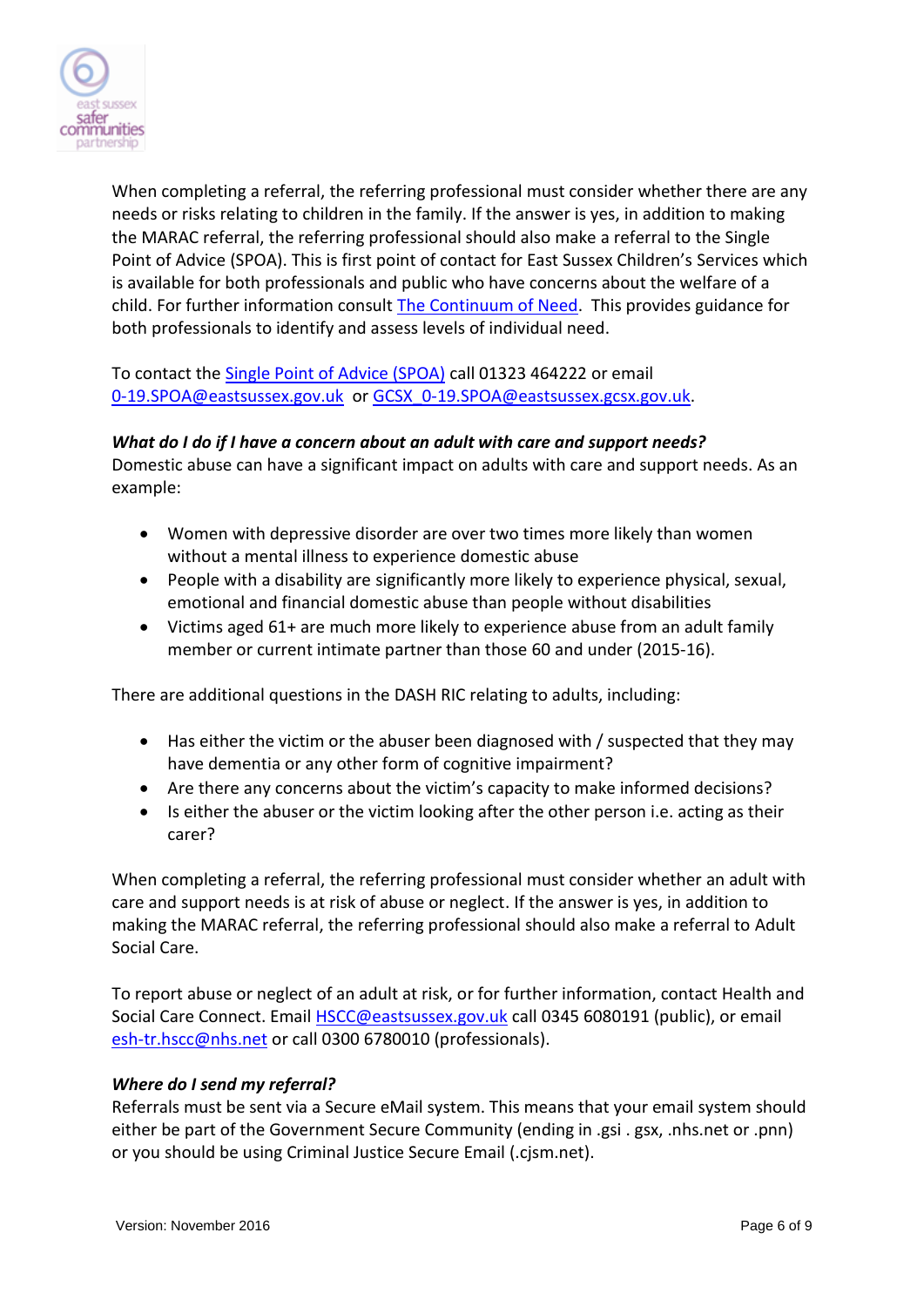When completing a referral, the referring professional must consider whether there are any needs or risks relating to children in the family. If the answer is yes, in addition to making the MARAC referral, the referring professional should also make a referral to the Single Point of Advice (SPOA). This is first point of contact for East Sussex Children's Services which is available for both professionals and public who have concerns about the welfare of a child. For further information consult The Continuum of Need. This provides guidance for both professionals to identify and assess levels of individual need.

To contact the Single Point of Advice (SPOA) call 01323 464222 or email 0-19.SPOA@eastsussex.gov.uk or GCSX_0-19.SPOA@eastsussex.gcsx.gov.uk.

***What do I do if I have a concern about an adult with care and support needs?***

Domestic abuse can have a significant impact on adults with care and support needs. As an example:

- Women with depressive disorder are over two times more likely than women without a mental illness to experience domestic abuse
- People with a disability are significantly more likely to experience physical, sexual, emotional and financial domestic abuse than people without disabilities
- Victims aged 61+ are much more likely to experience abuse from an adult family member or current intimate partner than those 60 and under (2015-16).

There are additional questions in the DASH RIC relating to adults, including:

- Has either the victim or the abuser been diagnosed with / suspected that they may have dementia or any other form of cognitive impairment?
- Are there any concerns about the victim's capacity to make informed decisions?
- Is either the abuser or the victim looking after the other person i.e. acting as their carer?

When completing a referral, the referring professional must consider whether an adult with care and support needs is at risk of abuse or neglect. If the answer is yes, in addition to making the MARAC referral, the referring professional should also make a referral to Adult Social Care.

To report abuse or neglect of an adult at risk, or for further information, contact Health and Social Care Connect. Email HSCC@eastsussex.gov.uk call 0345 6080191 (public), or email esh-tr.hscc@nhs.net or call 0300 6780010 (professionals).

***Where do I send my referral?***

Referrals must be sent via a Secure eMail system. This means that your email system should either be part of the Government Secure Community (ending in .gsi . gsx, .nhs.net or .pnn) or you should be using Criminal Justice Secure Email (.cjsm.net).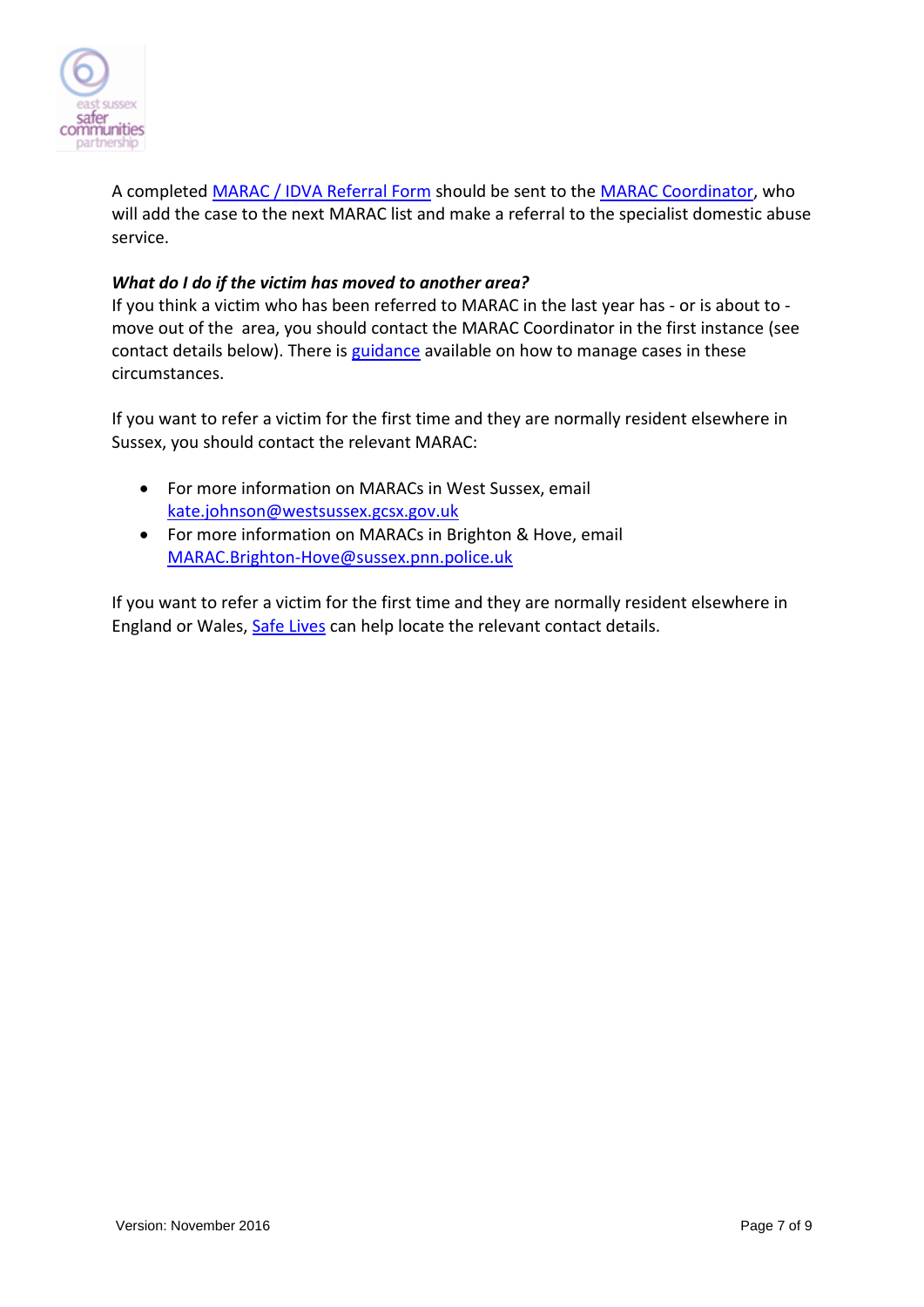A completed MARAC / IDVA Referral Form should be sent to the MARAC Coordinator, who will add the case to the next MARAC list and make a referral to the specialist domestic abuse service.

***What do I do if the victim has moved to another area?***

If you think a victim who has been referred to MARAC in the last year has - or is about to - move out of the area, you should contact the MARAC Coordinator in the first instance (see contact details below). There is guidance available on how to manage cases in these circumstances.

If you want to refer a victim for the first time and they are normally resident elsewhere in Sussex, you should contact the relevant MARAC:

- For more information on MARACs in West Sussex, email kate.johnson@westsussex.gcsx.gov.uk
- For more information on MARACs in Brighton & Hove, email MARAC.Brighton-Hove@sussex.pnn.police.uk

If you want to refer a victim for the first time and they are normally resident elsewhere in England or Wales, Safe Lives can help locate the relevant contact details.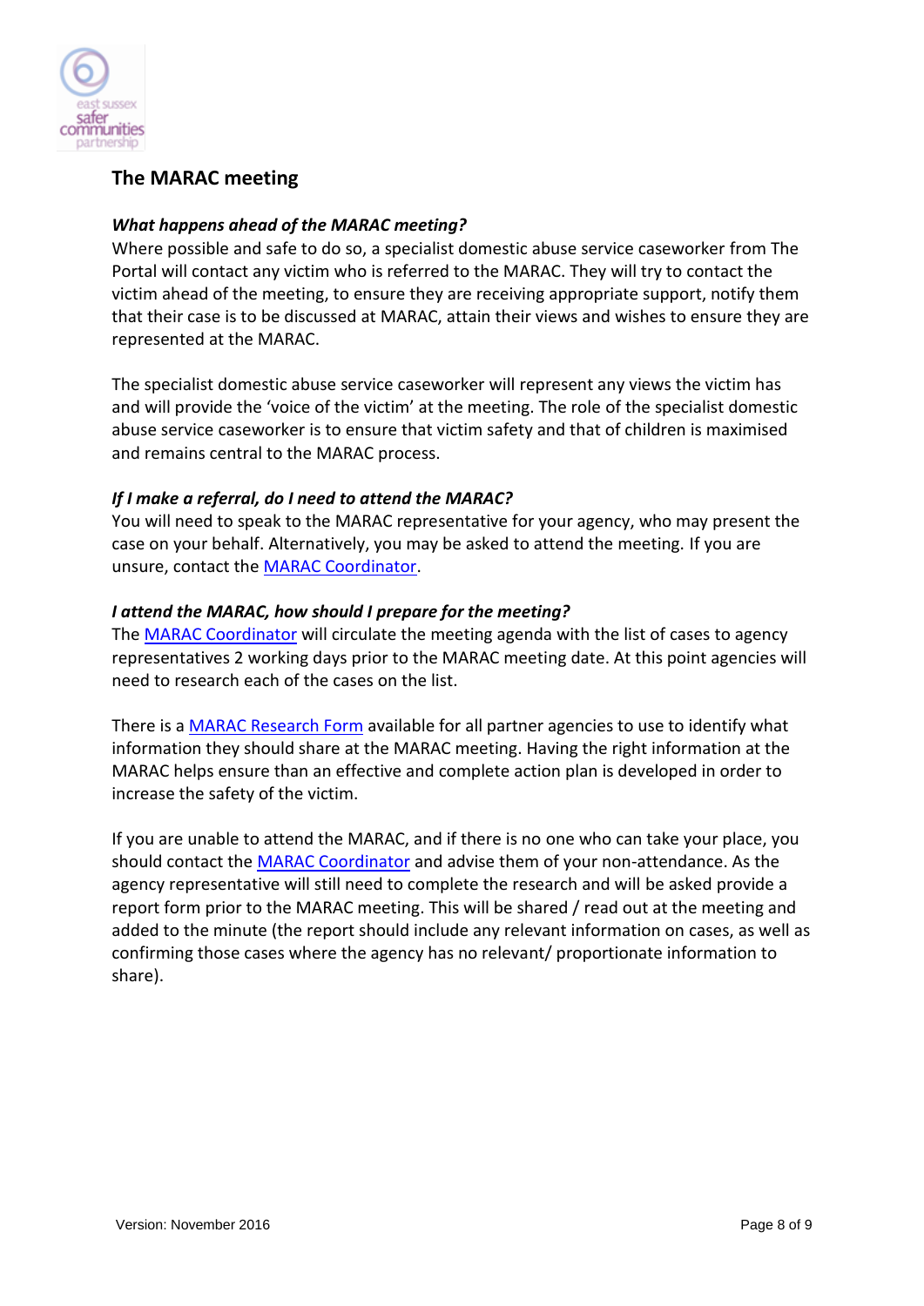## The MARAC meeting

### *What happens ahead of the MARAC meeting?*

Where possible and safe to do so, a specialist domestic abuse service caseworker from The Portal will contact any victim who is referred to the MARAC. They will try to contact the victim ahead of the meeting, to ensure they are receiving appropriate support, notify them that their case is to be discussed at MARAC, attain their views and wishes to ensure they are represented at the MARAC.

The specialist domestic abuse service caseworker will represent any views the victim has and will provide the 'voice of the victim' at the meeting. The role of the specialist domestic abuse service caseworker is to ensure that victim safety and that of children is maximised and remains central to the MARAC process.

### *If I make a referral, do I need to attend the MARAC?*

You will need to speak to the MARAC representative for your agency, who may present the case on your behalf. Alternatively, you may be asked to attend the meeting. If you are unsure, contact the MARAC Coordinator.

### *I attend the MARAC, how should I prepare for the meeting?*

The MARAC Coordinator will circulate the meeting agenda with the list of cases to agency representatives 2 working days prior to the MARAC meeting date. At this point agencies will need to research each of the cases on the list.

There is a MARAC Research Form available for all partner agencies to use to identify what information they should share at the MARAC meeting. Having the right information at the MARAC helps ensure than an effective and complete action plan is developed in order to increase the safety of the victim.

If you are unable to attend the MARAC, and if there is no one who can take your place, you should contact the MARAC Coordinator and advise them of your non-attendance. As the agency representative will still need to complete the research and will be asked provide a report form prior to the MARAC meeting. This will be shared / read out at the meeting and added to the minute (the report should include any relevant information on cases, as well as confirming those cases where the agency has no relevant/ proportionate information to share).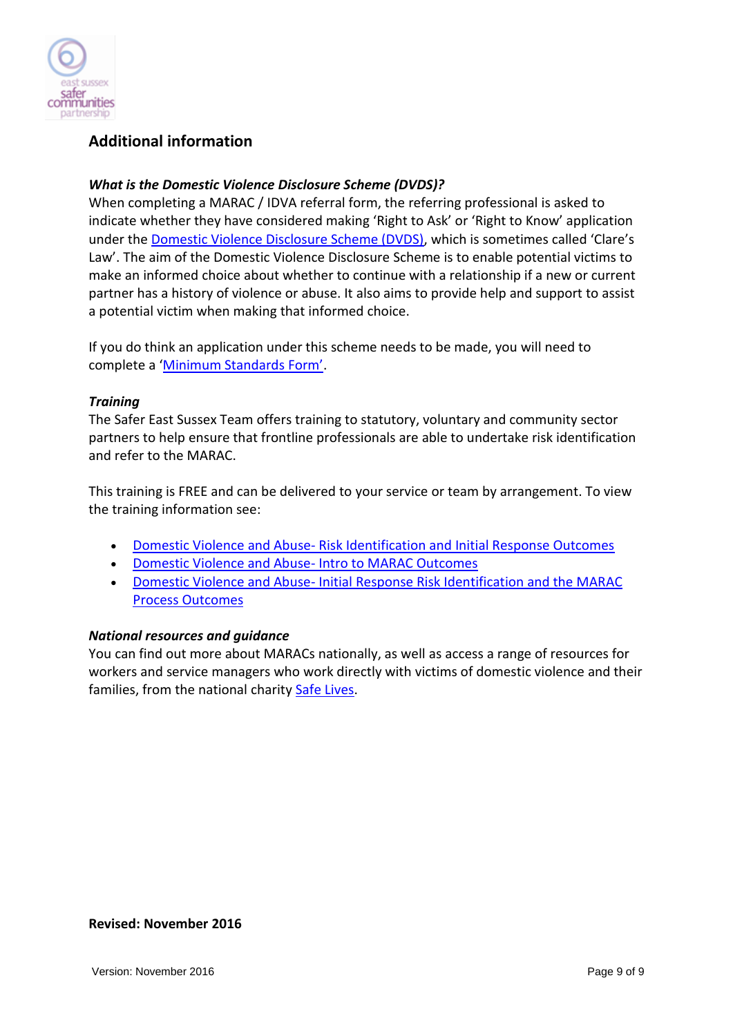## Additional information

***What is the Domestic Violence Disclosure Scheme (DVDS)?***

When completing a MARAC / IDVA referral form, the referring professional is asked to indicate whether they have considered making 'Right to Ask' or 'Right to Know' application under the Domestic Violence Disclosure Scheme (DVDS), which is sometimes called 'Clare's Law'. The aim of the Domestic Violence Disclosure Scheme is to enable potential victims to make an informed choice about whether to continue with a relationship if a new or current partner has a history of violence or abuse. It also aims to provide help and support to assist a potential victim when making that informed choice.

If you do think an application under this scheme needs to be made, you will need to complete a 'Minimum Standards Form'.

***Training***

The Safer East Sussex Team offers training to statutory, voluntary and community sector partners to help ensure that frontline professionals are able to undertake risk identification and refer to the MARAC.

This training is FREE and can be delivered to your service or team by arrangement. To view the training information see:

- Domestic Violence and Abuse- Risk Identification and Initial Response Outcomes
- Domestic Violence and Abuse- Intro to MARAC Outcomes
- Domestic Violence and Abuse- Initial Response Risk Identification and the MARAC Process Outcomes

***National resources and guidance***

You can find out more about MARACs nationally, as well as access a range of resources for workers and service managers who work directly with victims of domestic violence and their families, from the national charity Safe Lives.

**Revised: November 2016**